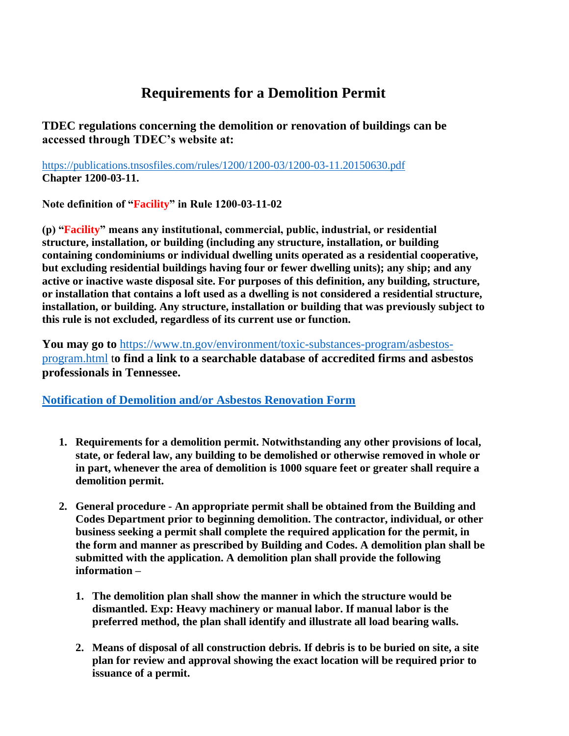# Requirements for a Demolition Permit

**TDEC regulations concerning the demolition or renovation of buildings can be accessed through TDEC's website at:**

https://publications.tnsosfiles.com/rules/1200/1200-03/1200-03-11.20150630.pdf
**Chapter 1200-03-11.**

**Note definition of "Facility" in Rule 1200-03-11-02**

**(p) "Facility" means any institutional, commercial, public, industrial, or residential structure, installation, or building (including any structure, installation, or building containing condominiums or individual dwelling units operated as a residential cooperative, but excluding residential buildings having four or fewer dwelling units); any ship; and any active or inactive waste disposal site. For purposes of this definition, any building, structure, or installation that contains a loft used as a dwelling is not considered a residential structure, installation, or building. Any structure, installation or building that was previously subject to this rule is not excluded, regardless of its current use or function.**

**You may go to** https://www.tn.gov/environment/toxic-substances-program/asbestos-program.html t**o find a link to a searchable database of accredited firms and asbestos professionals in Tennessee.**

**Notification of Demolition and/or Asbestos Renovation Form**

1. **Requirements for a demolition permit. Notwithstanding any other provisions of local, state, or federal law, any building to be demolished or otherwise removed in whole or in part, whenever the area of demolition is 1000 square feet or greater shall require a demolition permit.**

2. **General procedure - An appropriate permit shall be obtained from the Building and Codes Department prior to beginning demolition. The contractor, individual, or other business seeking a permit shall complete the required application for the permit, in the form and manner as prescribed by Building and Codes. A demolition plan shall be submitted with the application. A demolition plan shall provide the following information –**

    1. **The demolition plan shall show the manner in which the structure would be dismantled. Exp: Heavy machinery or manual labor. If manual labor is the preferred method, the plan shall identify and illustrate all load bearing walls.**

    2. **Means of disposal of all construction debris. If debris is to be buried on site, a site plan for review and approval showing the exact location will be required prior to issuance of a permit.**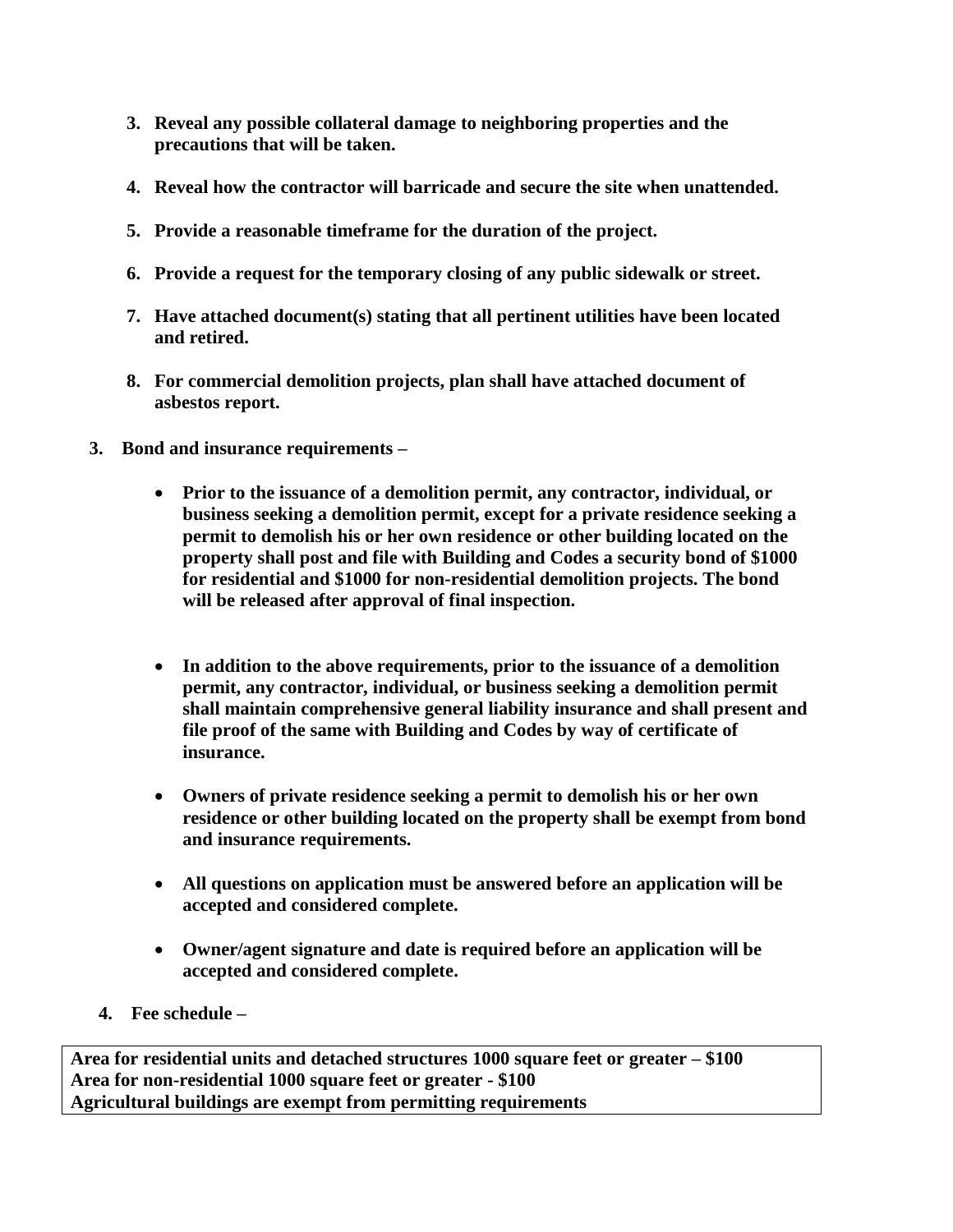3. **Reveal any possible collateral damage to neighboring properties and the precautions that will be taken.**

4. **Reveal how the contractor will barricade and secure the site when unattended.**

5. **Provide a reasonable timeframe for the duration of the project.**

6. **Provide a request for the temporary closing of any public sidewalk or street.**

7. **Have attached document(s) stating that all pertinent utilities have been located and retired.**

8. **For commercial demolition projects, plan shall have attached document of asbestos report.**

**3. Bond and insurance requirements –**

- **Prior to the issuance of a demolition permit, any contractor, individual, or business seeking a demolition permit, except for a private residence seeking a permit to demolish his or her own residence or other building located on the property shall post and file with Building and Codes a security bond of $1000 for residential and $1000 for non-residential demolition projects. The bond will be released after approval of final inspection.**

- **In addition to the above requirements, prior to the issuance of a demolition permit, any contractor, individual, or business seeking a demolition permit shall maintain comprehensive general liability insurance and shall present and file proof of the same with Building and Codes by way of certificate of insurance.**

- **Owners of private residence seeking a permit to demolish his or her own residence or other building located on the property shall be exempt from bond and insurance requirements.**

- **All questions on application must be answered before an application will be accepted and considered complete.**

- **Owner/agent signature and date is required before an application will be accepted and considered complete.**

**4. Fee schedule –**

**Area for residential units and detached structures 1000 square feet or greater – $100**
**Area for non-residential 1000 square feet or greater - $100**
**Agricultural buildings are exempt from permitting requirements**